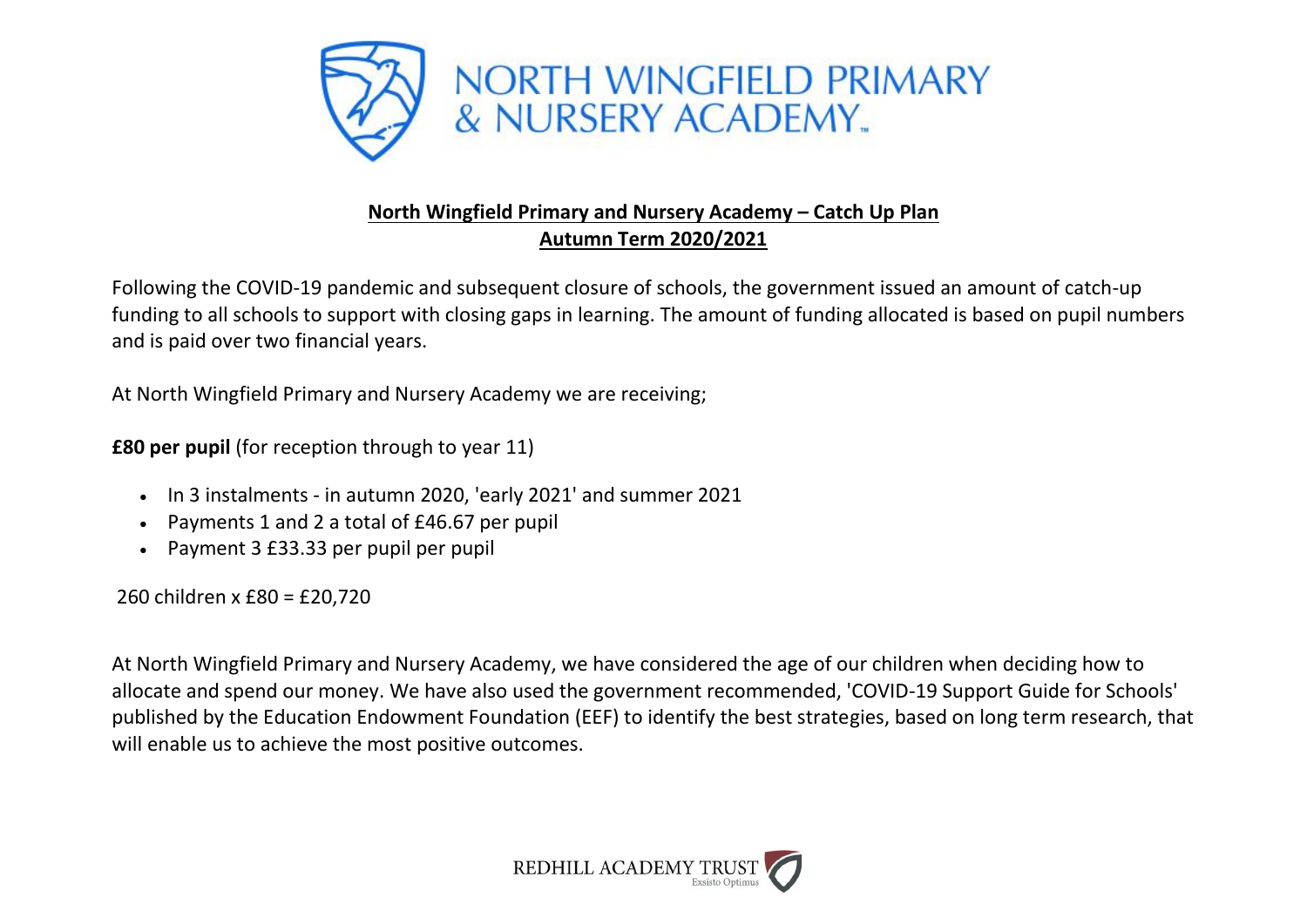# NORTH WINGFIELD PRIMARY & NURSERY ACADEMY

## North Wingfield Primary and Nursery Academy – Catch Up Plan
## Autumn Term 2020/2021

Following the COVID-19 pandemic and subsequent closure of schools, the government issued an amount of catch-up funding to all schools to support with closing gaps in learning. The amount of funding allocated is based on pupil numbers and is paid over two financial years.

At North Wingfield Primary and Nursery Academy we are receiving;

**£80 per pupil** (for reception through to year 11)

- In 3 instalments - in autumn 2020, 'early 2021' and summer 2021
- Payments 1 and 2 a total of £46.67 per pupil
- Payment 3 £33.33 per pupil per pupil

260 children x £80 = £20,720

At North Wingfield Primary and Nursery Academy, we have considered the age of our children when deciding how to allocate and spend our money. We have also used the government recommended, 'COVID-19 Support Guide for Schools' published by the Education Endowment Foundation (EEF) to identify the best strategies, based on long term research, that will enable us to achieve the most positive outcomes.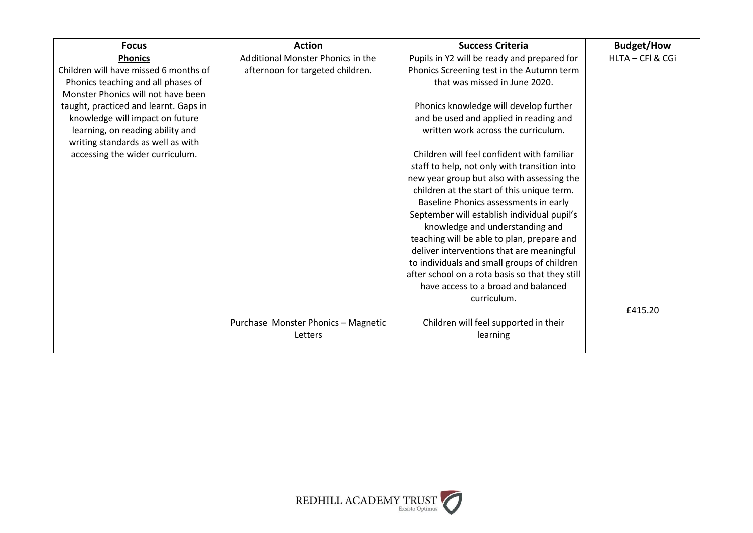| Focus | Action | Success Criteria | Budget/How |
|---|---|---|---|
| **Phonics**<br>Children will have missed 6 months of Phonics teaching and all phases of Monster Phonics will not have been taught, practiced and learnt. Gaps in knowledge will impact on future learning, on reading ability and writing standards as well as with accessing the wider curriculum. | Additional Monster Phonics in the afternoon for targeted children. | Pupils in Y2 will be ready and prepared for Phonics Screening test in the Autumn term that was missed in June 2020.<br><br>Phonics knowledge will develop further and be used and applied in reading and written work across the curriculum.<br><br>Children will feel confident with familiar staff to help, not only with transition into new year group but also with assessing the children at the start of this unique term. Baseline Phonics assessments in early September will establish individual pupil's knowledge and understanding and teaching will be able to plan, prepare and deliver interventions that are meaningful to individuals and small groups of children after school on a rota basis so that they still have access to a broad and balanced curriculum. | HLTA – CFl & CGi |
| | Purchase Monster Phonics – Magnetic Letters | Children will feel supported in their learning | £415.20 |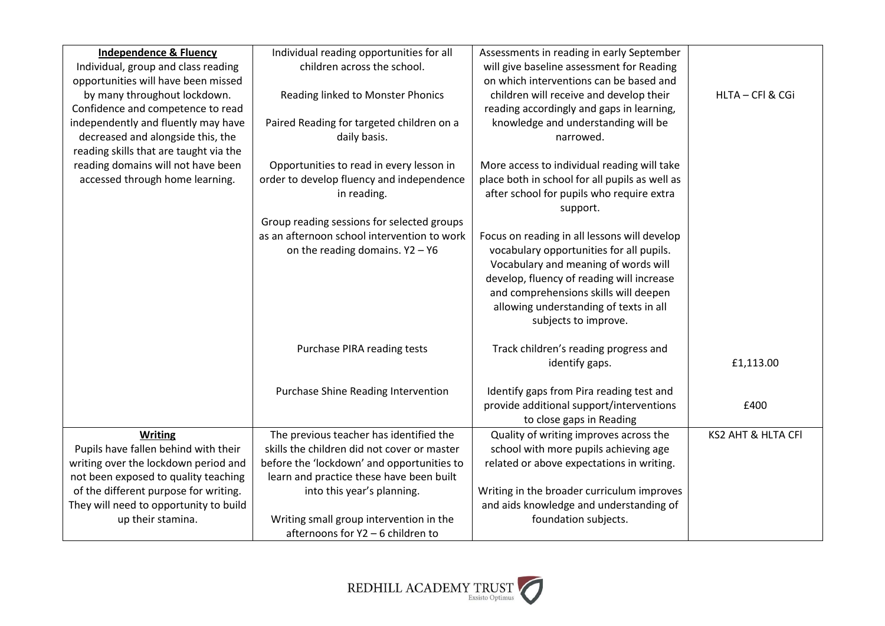| **Independence & Fluency**<br>Individual, group and class reading opportunities will have been missed by many throughout lockdown. Confidence and competence to read independently and fluently may have decreased and alongside this, the reading skills that are taught via the reading domains will not have been accessed through home learning. | Individual reading opportunities for all children across the school.<br><br>Reading linked to Monster Phonics<br><br>Paired Reading for targeted children on a daily basis.<br><br>Opportunities to read in every lesson in order to develop fluency and independence in reading.<br><br>Group reading sessions for selected groups as an afternoon school intervention to work on the reading domains. Y2 – Y6 | Assessments in reading in early September will give baseline assessment for Reading on which interventions can be based and children will receive and develop their reading accordingly and gaps in learning, knowledge and understanding will be narrowed.<br><br>More access to individual reading will take place both in school for all pupils as well as after school for pupils who require extra support.<br><br>Focus on reading in all lessons will develop vocabulary opportunities for all pupils. Vocabulary and meaning of words will develop, fluency of reading will increase and comprehensions skills will deepen allowing understanding of texts in all subjects to improve. | HLTA – CFl & CGi |
|---|---|---|---|
| | Purchase PIRA reading tests | Track children's reading progress and identify gaps. | £1,113.00 |
| | Purchase Shine Reading Intervention | Identify gaps from Pira reading test and provide additional support/interventions to close gaps in Reading | £400 |
| **Writing**<br>Pupils have fallen behind with their writing over the lockdown period and not been exposed to quality teaching of the different purpose for writing. They will need to opportunity to build up their stamina. | The previous teacher has identified the skills the children did not cover or master before the 'lockdown' and opportunities to learn and practice these have been built into this year's planning.<br><br>Writing small group intervention in the afternoons for Y2 – 6 children to | Quality of writing improves across the school with more pupils achieving age related or above expectations in writing.<br><br>Writing in the broader curriculum improves and aids knowledge and understanding of foundation subjects. | KS2 AHT & HLTA CFl |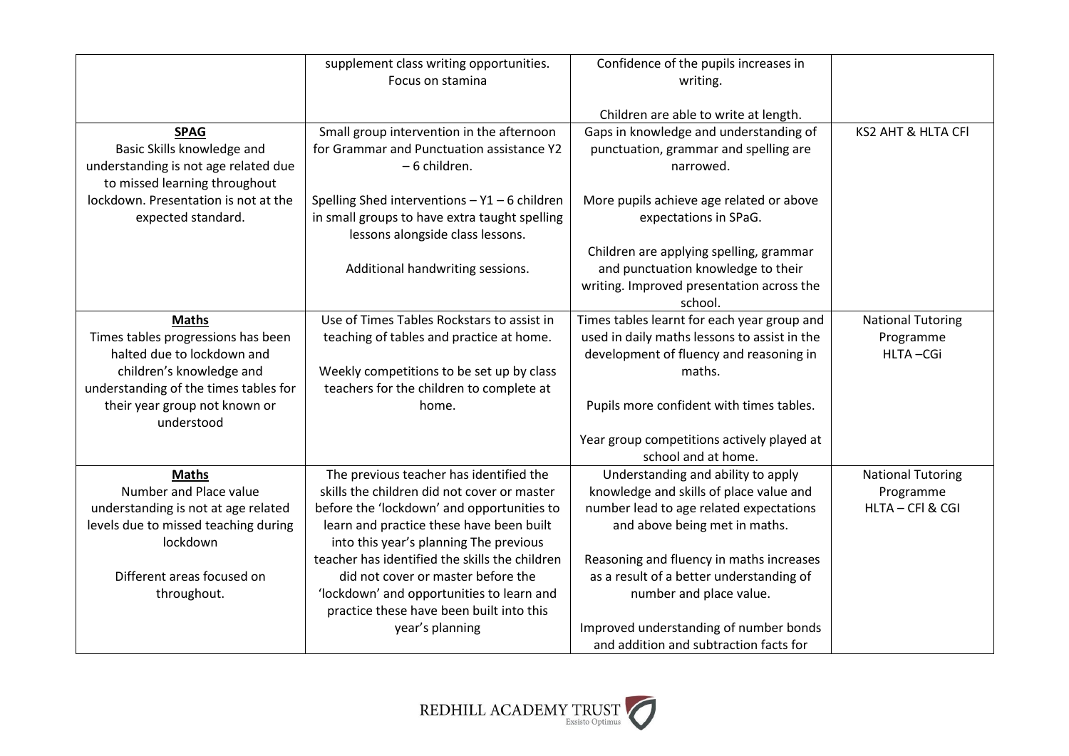| | | | |
|---|---|---|---|
| | supplement class writing opportunities. Focus on stamina | Confidence of the pupils increases in writing.<br><br>Children are able to write at length. | |
| **SPAG**<br>Basic Skills knowledge and understanding is not age related due to missed learning throughout lockdown. Presentation is not at the expected standard. | Small group intervention in the afternoon for Grammar and Punctuation assistance Y2 – 6 children.<br><br>Spelling Shed interventions – Y1 – 6 children in small groups to have extra taught spelling lessons alongside class lessons.<br><br>Additional handwriting sessions. | Gaps in knowledge and understanding of punctuation, grammar and spelling are narrowed.<br><br>More pupils achieve age related or above expectations in SPaG.<br><br>Children are applying spelling, grammar and punctuation knowledge to their writing. Improved presentation across the school. | KS2 AHT & HLTA CFl |
| **Maths**<br>Times tables progressions has been halted due to lockdown and children's knowledge and understanding of the times tables for their year group not known or understood | Use of Times Tables Rockstars to assist in teaching of tables and practice at home.<br><br>Weekly competitions to be set up by class teachers for the children to complete at home. | Times tables learnt for each year group and used in daily maths lessons to assist in the development of fluency and reasoning in maths.<br><br>Pupils more confident with times tables.<br><br>Year group competitions actively played at school and at home. | National Tutoring Programme<br>HLTA –CGi |
| **Maths**<br>Number and Place value understanding is not at age related levels due to missed teaching during lockdown<br><br>Different areas focused on throughout. | The previous teacher has identified the skills the children did not cover or master before the 'lockdown' and opportunities to learn and practice these have been built into this year's planning The previous teacher has identified the skills the children did not cover or master before the 'lockdown' and opportunities to learn and practice these have been built into this year's planning | Understanding and ability to apply knowledge and skills of place value and number lead to age related expectations and above being met in maths.<br><br>Reasoning and fluency in maths increases as a result of a better understanding of number and place value.<br><br>Improved understanding of number bonds and addition and subtraction facts for | National Tutoring Programme<br>HLTA – CFl & CGI |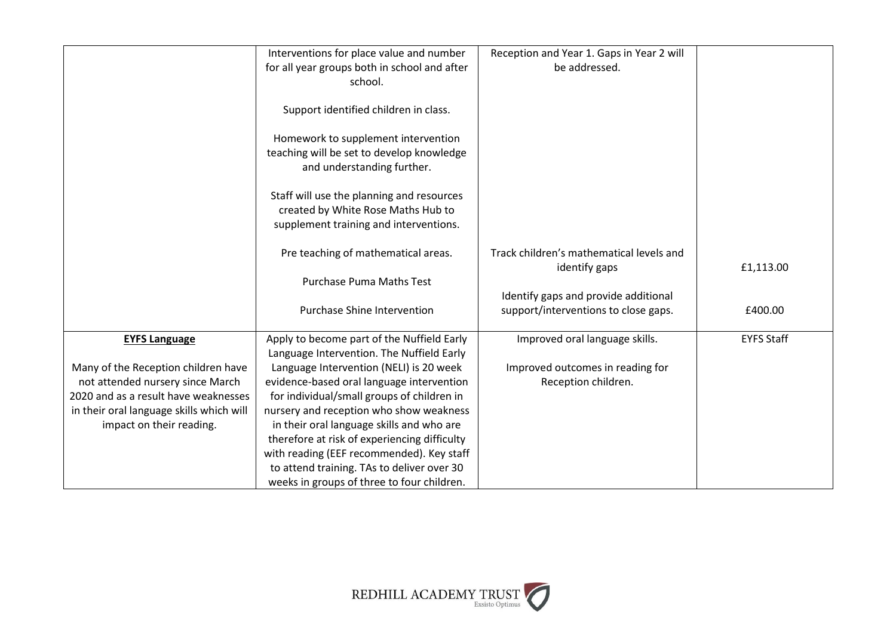| | | | |
|---|---|---|---|
| | Interventions for place value and number for all year groups both in school and after school.<br><br>Support identified children in class.<br><br>Homework to supplement intervention teaching will be set to develop knowledge and understanding further.<br><br>Staff will use the planning and resources created by White Rose Maths Hub to supplement training and interventions.<br><br>Pre teaching of mathematical areas.<br><br>Purchase Puma Maths Test<br><br>Purchase Shine Intervention | Reception and Year 1. Gaps in Year 2 will be addressed.<br><br>Track children's mathematical levels and identify gaps<br><br>Identify gaps and provide additional support/interventions to close gaps. | £1,113.00<br><br>£400.00 |
| **EYFS Language**<br><br>Many of the Reception children have not attended nursery since March 2020 and as a result have weaknesses in their oral language skills which will impact on their reading. | Apply to become part of the Nuffield Early Language Intervention. The Nuffield Early Language Intervention (NELI) is 20 week evidence-based oral language intervention for individual/small groups of children in nursery and reception who show weakness in their oral language skills and who are therefore at risk of experiencing difficulty with reading (EEF recommended). Key staff to attend training. TAs to deliver over 30 weeks in groups of three to four children. | Improved oral language skills.<br><br>Improved outcomes in reading for Reception children. | EYFS Staff |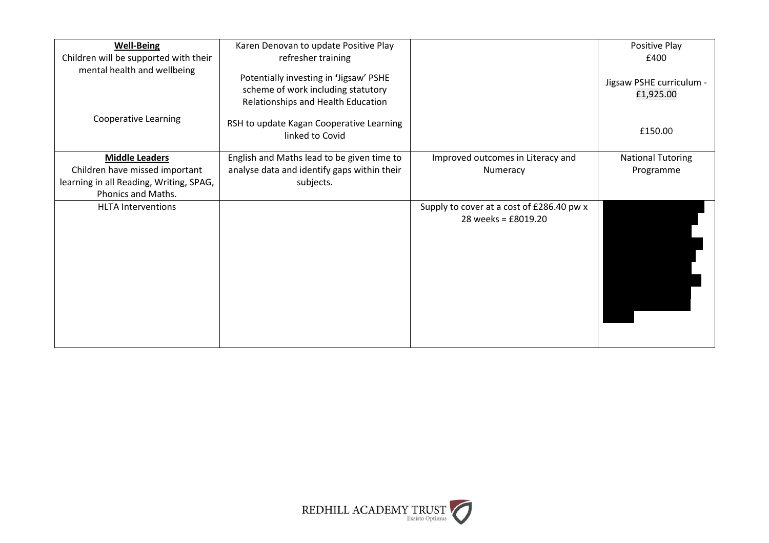| | | | |
|---|---|---|---|
| **Well-Being**<br>Children will be supported with their mental health and wellbeing<br><br>Cooperative Learning | Karen Denovan to update Positive Play refresher training<br><br>Potentially investing in 'Jigsaw' PSHE scheme of work including statutory Relationships and Health Education<br><br>RSH to update Kagan Cooperative Learning linked to Covid | | Positive Play<br>£400<br><br>Jigsaw PSHE curriculum - £1,925.00<br><br>£150.00 |
| **Middle Leaders**<br>Children have missed important learning in all Reading, Writing, SPAG, Phonics and Maths. | English and Maths lead to be given time to analyse data and identify gaps within their subjects. | Improved outcomes in Literacy and Numeracy | National Tutoring Programme |
| HLTA Interventions | | Supply to cover at a cost of £286.40 pw x 28 weeks = £8019.20 | |